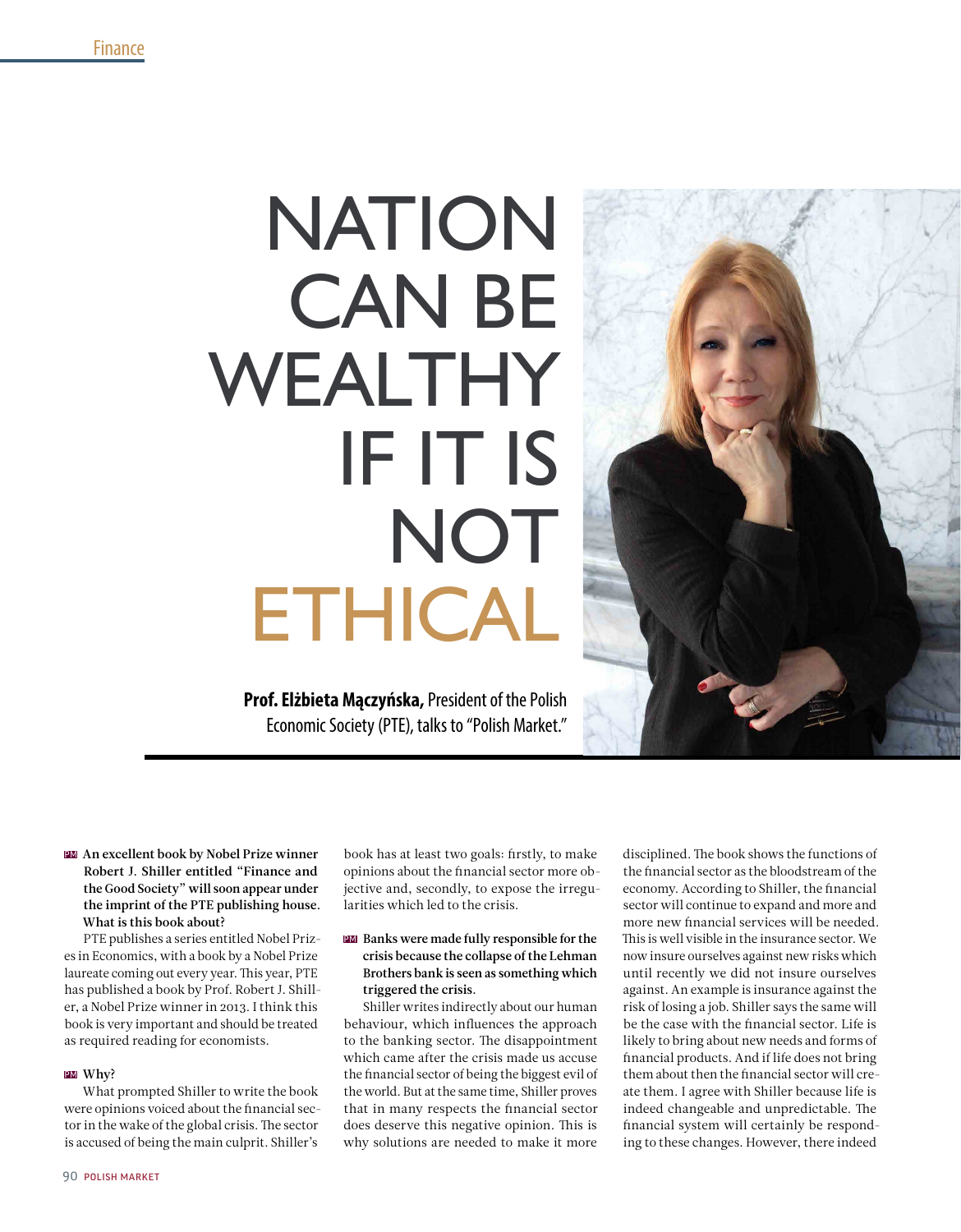# NATION CAN BE WEALTHY IF IT IS NOT ETHICAL

**Prof. Elżbieta Mączyńska,** President of the Polish Economic Society (PTE), talks to "Polish Market."

**PM An excellent book by Nobel Prize winner Robert J. Shiller entitled "Finance and the Good Society" will soon appear under the imprint of the PTE publishing house. What is this book about?**

PTE publishes a series entitled Nobel Prizes in Economics, with a book by a Nobel Prize laureate coming out every year. This year, PTE has published a book by Prof. Robert J. Shiller, a Nobel Prize winner in 2013. I think this book is very important and should be treated as required reading for economists.

**PM Why?**

What prompted Shiller to write the book were opinions voiced about the financial sector in the wake of the global crisis. The sector is accused of being the main culprit. Shiller's book has at least two goals: firstly, to make opinions about the financial sector more objective and, secondly, to expose the irregularities which led to the crisis.

**PM Banks were made fully responsible for the crisis because the collapse of the Lehman Brothers bank is seen as something which triggered the crisis.**

Shiller writes indirectly about our human behaviour, which influences the approach to the banking sector. The disappointment which came after the crisis made us accuse the financial sector of being the biggest evil of the world. But at the same time, Shiller proves that in many respects the financial sector does deserve this negative opinion. This is why solutions are needed to make it more disciplined. The book shows the functions of the financial sector as the bloodstream of the economy. According to Shiller, the financial sector will continue to expand and more and more new financial services will be needed. This is well visible in the insurance sector. We now insure ourselves against new risks which until recently we did not insure ourselves against. An example is insurance against the risk of losing a job. Shiller says the same will be the case with the financial sector. Life is likely to bring about new needs and forms of financial products. And if life does not bring them about then the financial sector will create them. I agree with Shiller because life is indeed changeable and unpredictable. The financial system will certainly be responding to these changes. However, there indeed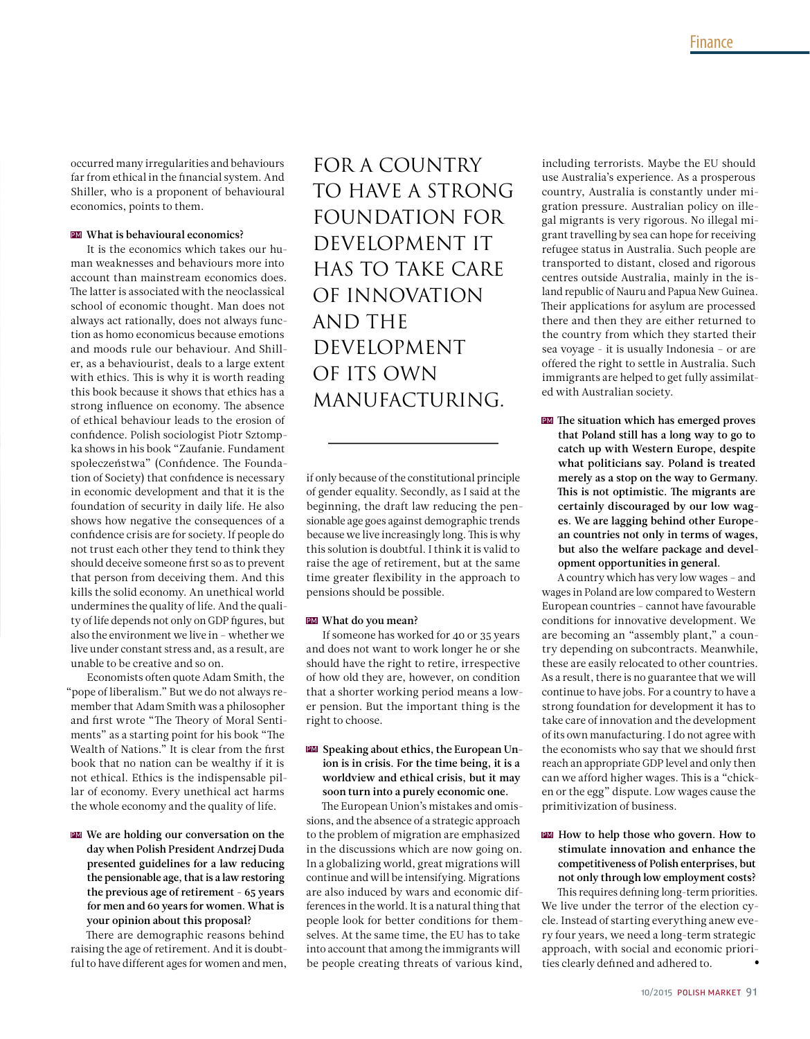occurred many irregularities and behaviours far from ethical in the financial system. And Shiller, who is a proponent of behavioural economics, points to them.

**PM What is behavioural economics?**

It is the economics which takes our human weaknesses and behaviours more into account than mainstream economics does. The latter is associated with the neoclassical school of economic thought. Man does not always act rationally, does not always function as homo economicus because emotions and moods rule our behaviour. And Shiller, as a behaviourist, deals to a large extent with ethics. This is why it is worth reading this book because it shows that ethics has a strong influence on economy. The absence of ethical behaviour leads to the erosion of confidence. Polish sociologist Piotr Sztompka shows in his book "Zaufanie. Fundament społeczeństwa" (Confidence. The Foundation of Society) that confidence is necessary in economic development and that it is the foundation of security in daily life. He also shows how negative the consequences of a confidence crisis are for society. If people do not trust each other they tend to think they should deceive someone first so as to prevent that person from deceiving them. And this kills the solid economy. An unethical world undermines the quality of life. And the quality of life depends not only on GDP figures, but also the environment we live in – whether we live under constant stress and, as a result, are unable to be creative and so on.

Economists often quote Adam Smith, the "pope of liberalism." But we do not always remember that Adam Smith was a philosopher and first wrote "The Theory of Moral Sentiments" as a starting point for his book "The Wealth of Nations." It is clear from the first book that no nation can be wealthy if it is not ethical. Ethics is the indispensable pillar of economy. Every unethical act harms the whole economy and the quality of life.

**PM We are holding our conversation on the day when Polish President Andrzej Duda presented guidelines for a law reducing the pensionable age, that is a law restoring the previous age of retirement – 65 years for men and 60 years for women. What is your opinion about this proposal?**

There are demographic reasons behind raising the age of retirement. And it is doubtful to have different ages for women and men, if only because of the constitutional principle of gender equality. Secondly, as I said at the beginning, the draft law reducing the pensionable age goes against demographic trends because we live increasingly long. This is why this solution is doubtful. I think it is valid to raise the age of retirement, but at the same time greater flexibility in the approach to pensions should be possible.

> FOR A COUNTRY TO HAVE A STRONG FOUNDATION FOR DEVELOPMENT IT HAS TO TAKE CARE OF INNOVATION AND THE DEVELOPMENT OF ITS OWN MANUFACTURING.

**PM What do you mean?**

If someone has worked for 40 or 35 years and does not want to work longer he or she should have the right to retire, irrespective of how old they are, however, on condition that a shorter working period means a lower pension. But the important thing is the right to choose.

**PM Speaking about ethics, the European Union is in crisis. For the time being, it is a worldview and ethical crisis, but it may soon turn into a purely economic one.**

The European Union's mistakes and omissions, and the absence of a strategic approach to the problem of migration are emphasized in the discussions which are now going on. In a globalizing world, great migrations will continue and will be intensifying. Migrations are also induced by wars and economic differences in the world. It is a natural thing that people look for better conditions for themselves. At the same time, the EU has to take into account that among the immigrants will be people creating threats of various kind, including terrorists. Maybe the EU should use Australia's experience. As a prosperous country, Australia is constantly under migration pressure. Australian policy on illegal migrants is very rigorous. No illegal migrant travelling by sea can hope for receiving refugee status in Australia. Such people are transported to distant, closed and rigorous centres outside Australia, mainly in the island republic of Nauru and Papua New Guinea. Their applications for asylum are processed there and then they are either returned to the country from which they started their sea voyage – it is usually Indonesia – or are offered the right to settle in Australia. Such immigrants are helped to get fully assimilated with Australian society.

**PM The situation which has emerged proves that Poland still has a long way to go to catch up with Western Europe, despite what politicians say. Poland is treated merely as a stop on the way to Germany. This is not optimistic. The migrants are certainly discouraged by our low wages. We are lagging behind other European countries not only in terms of wages, but also the welfare package and development opportunities in general.**

A country which has very low wages – and wages in Poland are low compared to Western European countries – cannot have favourable conditions for innovative development. We are becoming an "assembly plant," a country depending on subcontracts. Meanwhile, these are easily relocated to other countries. As a result, there is no guarantee that we will continue to have jobs. For a country to have a strong foundation for development it has to take care of innovation and the development of its own manufacturing. I do not agree with the economists who say that we should first reach an appropriate GDP level and only then can we afford higher wages. This is a "chicken or the egg" dispute. Low wages cause the primitivization of business.

**PM How to help those who govern. How to stimulate innovation and enhance the competitiveness of Polish enterprises, but not only through low employment costs?**

This requires defining long-term priorities. We live under the terror of the election cycle. Instead of starting everything anew every four years, we need a long-term strategic approach, with social and economic priorities clearly defined and adhered to. •